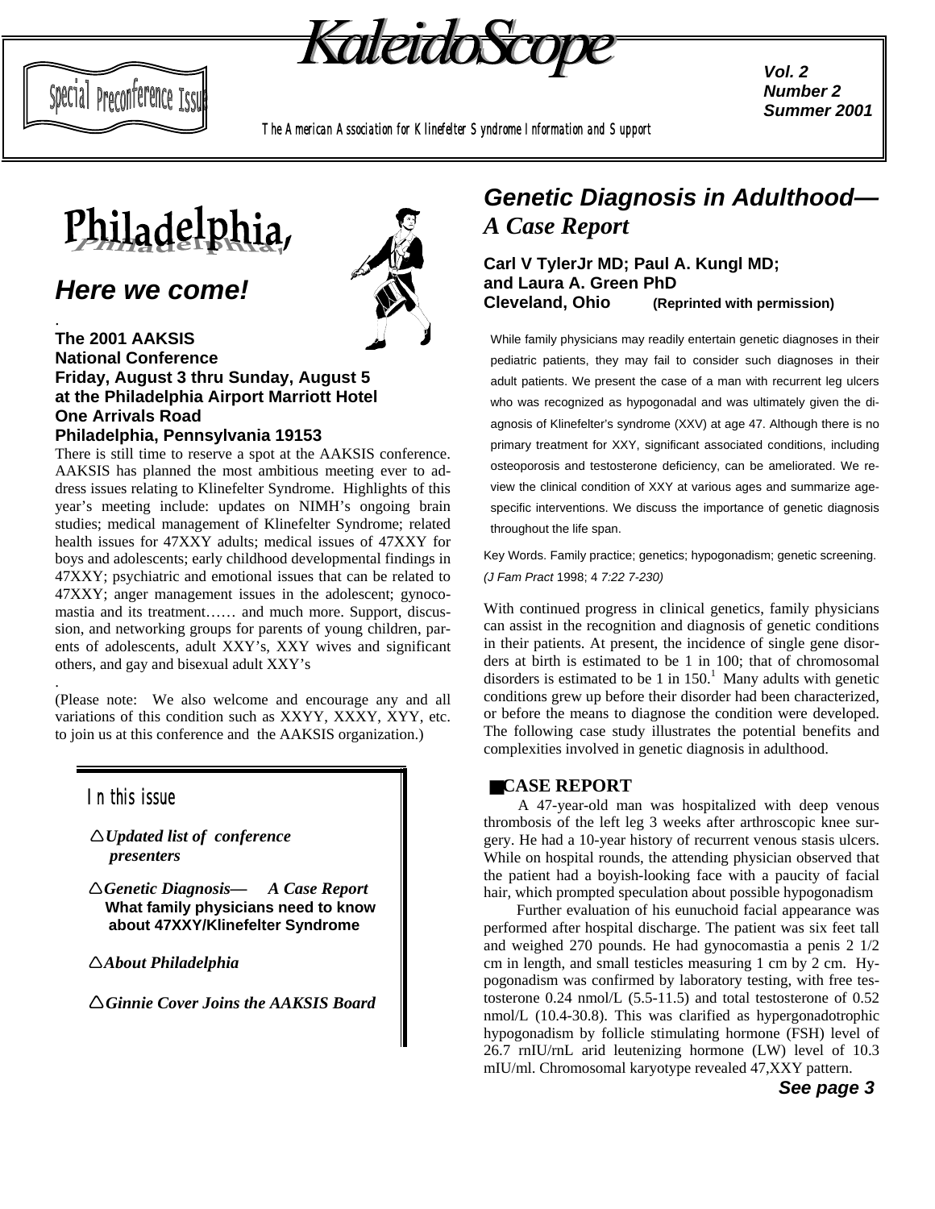# KaleidoScope

Special Preconference Issue

**Vol. 2**
**Number 2**
**Summer 2001**

*The American Association for Klinefelter Syndrome Information and Support*

# Philadelphia,

## *Here we come!*

.

**The 2001 AAKSIS National Conference**
**Friday, August 3 thru Sunday, August 5 at the Philadelphia Airport Marriott Hotel**
**One Arrivals Road**
**Philadelphia, Pennsylvania 19153**

There is still time to reserve a spot at the AAKSIS conference. AAKSIS has planned the most ambitious meeting ever to address issues relating to Klinefelter Syndrome. Highlights of this year's meeting include: updates on NIMH's ongoing brain studies; medical management of Klinefelter Syndrome; related health issues for 47XXY adults; medical issues of 47XXY for boys and adolescents; early childhood developmental findings in 47XXY; psychiatric and emotional issues that can be related to 47XXY; anger management issues in the adolescent; gynocomastia and its treatment…… and much more. Support, discussion, and networking groups for parents of young children, parents of adolescents, adult XXY's, XXY wives and significant others, and gay and bisexual adult XXY's

.

(Please note: We also welcome and encourage any and all variations of this condition such as XXYY, XXXY, XYY, etc. to join us at this conference and the AAKSIS organization.)

### In this issue

- *Updated list of conference presenters*
- *Genetic Diagnosis— A Case Report* **What family physicians need to know about 47XXY/Klinefelter Syndrome**
- *About Philadelphia*
- *Ginnie Cover Joins the AAKSIS Board*

## *Genetic Diagnosis in Adulthood—* *A Case Report*

**Carl V TylerJr MD; Paul A. Kungl MD; and Laura A. Green PhD**
**Cleveland, Ohio** **(Reprinted with permission)**

While family physicians may readily entertain genetic diagnoses in their pediatric patients, they may fail to consider such diagnoses in their adult patients. We present the case of a man with recurrent leg ulcers who was recognized as hypogonadal and was ultimately given the diagnosis of Klinefelter's syndrome (XXV) at age 47. Although there is no primary treatment for XXY, significant associated conditions, including osteoporosis and testosterone deficiency, can be ameliorated. We review the clinical condition of XXY at various ages and summarize age-specific interventions. We discuss the importance of genetic diagnosis throughout the life span.

Key Words. Family practice; genetics; hypogonadism; genetic screening.
*(J Fam Pract* 1998; 4 *7:22 7-230)*

With continued progress in clinical genetics, family physicians can assist in the recognition and diagnosis of genetic conditions in their patients. At present, the incidence of single gene disorders at birth is estimated to be 1 in 100; that of chromosomal disorders is estimated to be 1 in 150.[1] Many adults with genetic conditions grew up before their disorder had been characterized, or before the means to diagnose the condition were developed. The following case study illustrates the potential benefits and complexities involved in genetic diagnosis in adulthood.

### ■CASE REPORT

A 47-year-old man was hospitalized with deep venous thrombosis of the left leg 3 weeks after arthroscopic knee surgery. He had a 10-year history of recurrent venous stasis ulcers. While on hospital rounds, the attending physician observed that the patient had a boyish-looking face with a paucity of facial hair, which prompted speculation about possible hypogonadism

Further evaluation of his eunuchoid facial appearance was performed after hospital discharge. The patient was six feet tall and weighed 270 pounds. He had gynocomastia a penis 2 1/2 cm in length, and small testicles measuring 1 cm by 2 cm. Hypogonadism was confirmed by laboratory testing, with free testosterone 0.24 nmol/L (5.5-11.5) and total testosterone of 0.52 nmol/L (10.4-30.8). This was clarified as hypergonadotrophic hypogonadism by follicle stimulating hormone (FSH) level of 26.7 rnIU/rnL arid leutenizing hormone (LW) level of 10.3 mIU/ml. Chromosomal karyotype revealed 47,XXY pattern.

***See page 3***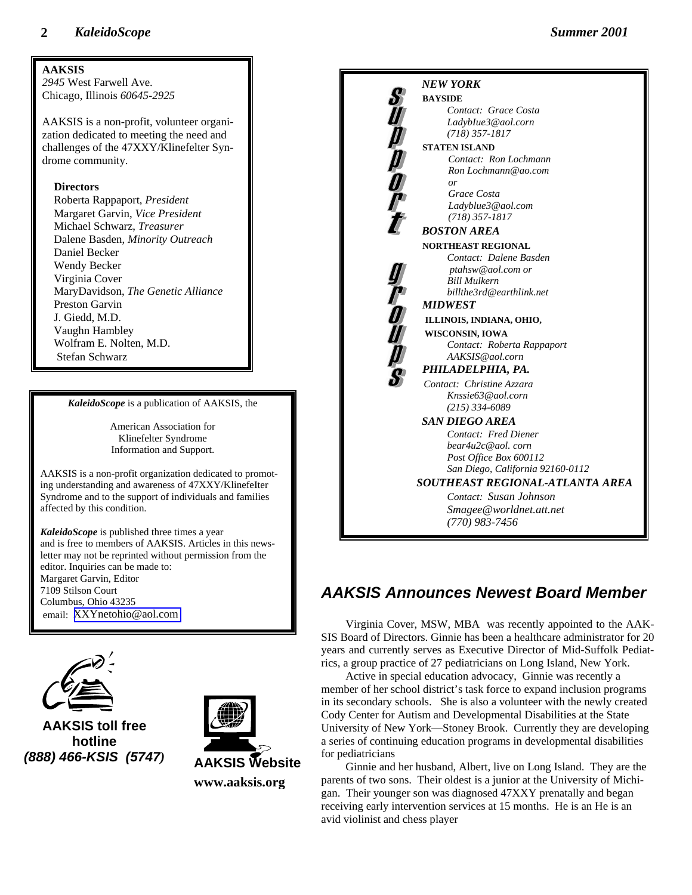**AAKSIS**
*2945* West Farwell Ave.
Chicago, Illinois *60645-2925*

AAKSIS is a non-profit, volunteer organization dedicated to meeting the need and challenges of the 47XXY/Klinefelter Syndrome community.

**Directors**

Roberta Rappaport, *President*
Margaret Garvin, *Vice President*
Michael Schwarz, *Treasurer*
Dalene Basden, *Minority Outreach*
Daniel Becker
Wendy Becker
Virginia Cover
MaryDavidson, *The Genetic Alliance*
Preston Garvin
J. Giedd, M.D.
Vaughn Hambley
Wolfram E. Nolten, M.D.
Stefan Schwarz

***KaleidoScope*** is a publication of AAKSIS, the

American Association for Klinefelter Syndrome Information and Support.

AAKSIS is a non-profit organization dedicated to promoting understanding and awareness of 47XXY/KlinefeIter Syndrome and to the support of individuals and families affected by this condition.

***KaleidoScope*** is published three times a year and is free to members of AAKSIS. Articles in this newsletter may not be reprinted without permission from the editor. Inquiries can be made to:
Margaret Garvin, Editor
7109 Stilson Court
Columbus, Ohio 43235
email: XXYnetohio@aol.com

**AAKSIS toll free hotline**
***(888) 466-KSIS (5747)***

**AAKSIS Website**
**www.aaksis.org**

## Support groups

***NEW YORK***

**BAYSIDE**
*Contact: Grace Costa*
*LadybIue3@aol.corn*
*(718) 357-1817*

**STATEN ISLAND**
*Contact: Ron Lochmann*
*Ron Lochmann@ao.com*
*or*
*Grace Costa*
*Ladyblue3@aol.com*
*(718) 357-1817*

***BOSTON AREA***

**NORTHEAST REGIONAL**
*Contact: Dalene Basden*
*ptahsw@aol.com or*
*Bill Mulkern*
*billthe3rd@earthlink.net*

***MIDWEST***

**ILLINOIS, INDIANA, OHIO, WISCONSIN, IOWA**
*Contact: Roberta Rappaport*
*AAKSIS@aol.corn*

***PHILADELPHIA, PA.***

*Contact: Christine Azzara*
*Knssie63@aol.corn*
*(215) 334-6089*

***SAN DIEGO AREA***

*Contact: Fred Diener*
*bear4u2c@aol. corn*
*Post Office Box 600112*
*San Diego, California 92160-0112*

***SOUTHEAST REGIONAL-ATLANTA AREA***

*Contact: Susan Johnson*
*Smagee@worldnet.att.net*
*(770) 983-7456*

## *AAKSIS Announces Newest Board Member*

Virginia Cover, MSW, MBA was recently appointed to the AAKSIS Board of Directors. Ginnie has been a healthcare administrator for 20 years and currently serves as Executive Director of Mid-Suffolk Pediatrics, a group practice of 27 pediatricians on Long Island, New York.

Active in special education advocacy, Ginnie was recently a member of her school district's task force to expand inclusion programs in its secondary schools. She is also a volunteer with the newly created Cody Center for Autism and Developmental Disabilities at the State University of New York—Stoney Brook. Currently they are developing a series of continuing education programs in developmental disabilities for pediatricians

Ginnie and her husband, Albert, live on Long Island. They are the parents of two sons. Their oldest is a junior at the University of Michigan. Their younger son was diagnosed 47XXY prenatally and began receiving early intervention services at 15 months. He is an He is an avid violinist and chess player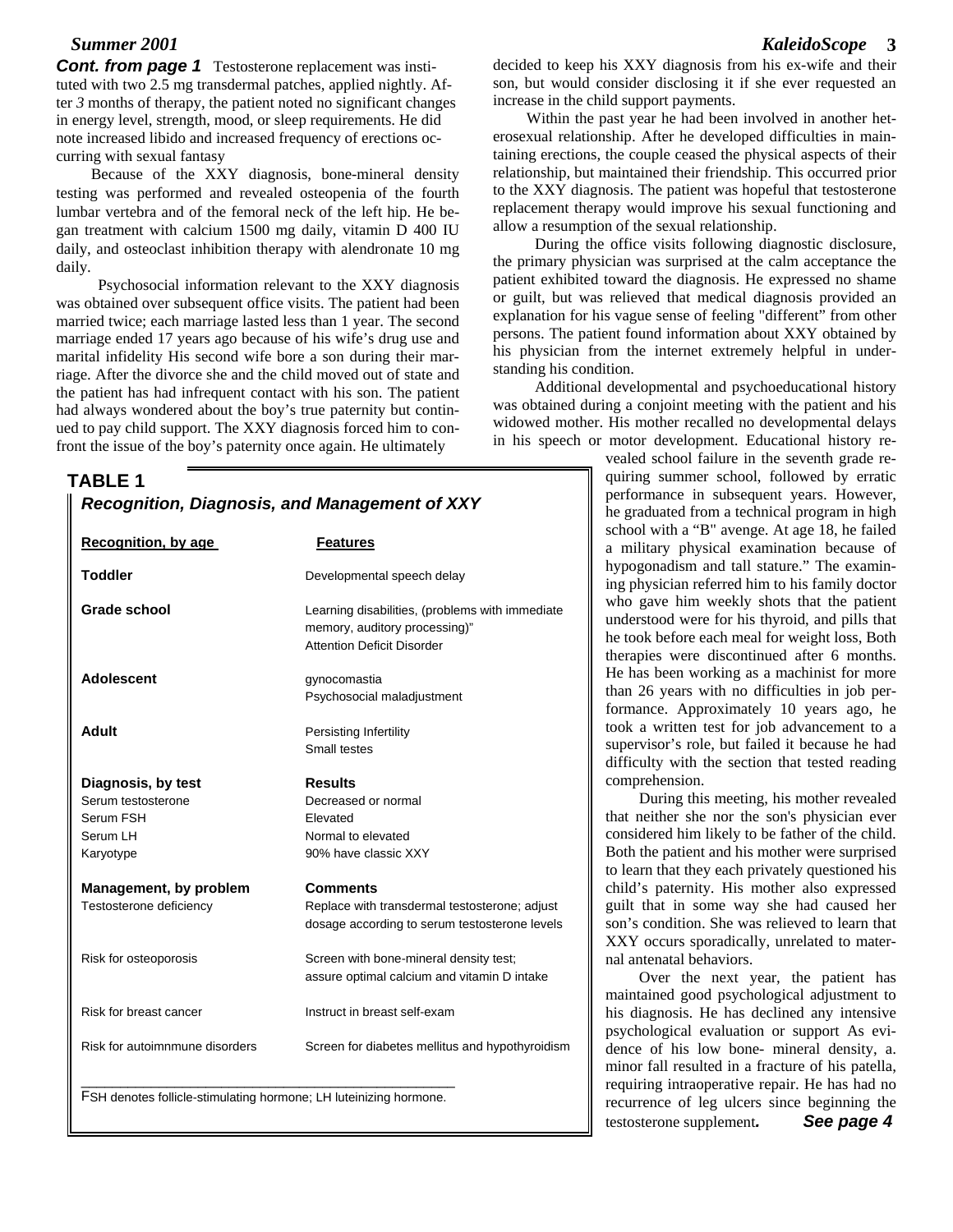***Cont. from page 1*** Testosterone replacement was instituted with two 2.5 mg transdermal patches, applied nightly. After *3* months of therapy, the patient noted no significant changes in energy level, strength, mood, or sleep requirements. He did note increased libido and increased frequency of erections occurring with sexual fantasy

Because of the XXY diagnosis, bone-mineral density testing was performed and revealed osteopenia of the fourth lumbar vertebra and of the femoral neck of the left hip. He began treatment with calcium 1500 mg daily, vitamin D 400 IU daily, and osteoclast inhibition therapy with alendronate 10 mg daily.

Psychosocial information relevant to the XXY diagnosis was obtained over subsequent office visits. The patient had been married twice; each marriage lasted less than 1 year. The second marriage ended 17 years ago because of his wife's drug use and marital infidelity His second wife bore a son during their marriage. After the divorce she and the child moved out of state and the patient has had infrequent contact with his son. The patient had always wondered about the boy's true paternity but continued to pay child support. The XXY diagnosis forced him to confront the issue of the boy's paternity once again. He ultimately decided to keep his XXY diagnosis from his ex-wife and their son, but would consider disclosing it if she ever requested an increase in the child support payments.

Within the past year he had been involved in another heterosexual relationship. After he developed difficulties in maintaining erections, the couple ceased the physical aspects of their relationship, but maintained their friendship. This occurred prior to the XXY diagnosis. The patient was hopeful that testosterone replacement therapy would improve his sexual functioning and allow a resumption of the sexual relationship.

During the office visits following diagnostic disclosure, the primary physician was surprised at the calm acceptance the patient exhibited toward the diagnosis. He expressed no shame or guilt, but was relieved that medical diagnosis provided an explanation for his vague sense of feeling "different" from other persons. The patient found information about XXY obtained by his physician from the internet extremely helpful in understanding his condition.

Additional developmental and psychoeducational history was obtained during a conjoint meeting with the patient and his widowed mother. His mother recalled no developmental delays in his speech or motor development. Educational history revealed school failure in the seventh grade requiring summer school, followed by erratic performance in subsequent years. However, he graduated from a technical program in high school with a "B" avenge. At age 18, he failed a military physical examination because of hypogonadism and tall stature." The examining physician referred him to his family doctor who gave him weekly shots that the patient understood were for his thyroid, and pills that he took before each meal for weight loss, Both therapies were discontinued after 6 months. He has been working as a machinist for more than 26 years with no difficulties in job performance. Approximately 10 years ago, he took a written test for job advancement to a supervisor's role, but failed it because he had difficulty with the section that tested reading comprehension.

During this meeting, his mother revealed that neither she nor the son's physician ever considered him likely to be father of the child. Both the patient and his mother were surprised to learn that they each privately questioned his child's paternity. His mother also expressed guilt that in some way she had caused her son's condition. She was relieved to learn that XXY occurs sporadically, unrelated to maternal antenatal behaviors.

Over the next year, the patient has maintained good psychological adjustment to his diagnosis. He has declined any intensive psychological evaluation or support As evidence of his low bone- mineral density, a. minor fall resulted in a fracture of his patella, requiring intraoperative repair. He has had no recurrence of leg ulcers since beginning the testosterone supplement. ***See page 4***

## TABLE 1
### *Recognition, Diagnosis, and Management of XXY*

| **Recognition, by age** | **Features** |
|---|---|
| **Toddler** | Developmental speech delay |
| **Grade school** | Learning disabilities, (problems with immediate memory, auditory processing)" Attention Deficit Disorder |
| **Adolescent** | gynocomastia<br>Psychosocial maladjustment |
| **Adult** | Persisting Infertility<br>Small testes |
| **Diagnosis, by test** | **Results** |
| Serum testosterone | Decreased or normal |
| Serum FSH | Elevated |
| Serum LH | Normal to elevated |
| Karyotype | 90% have classic XXY |
| **Management, by problem** | **Comments** |
| Testosterone deficiency | Replace with transdermal testosterone; adjust dosage according to serum testosterone levels |
| Risk for osteoporosis | Screen with bone-mineral density test; assure optimal calcium and vitamin D intake |
| Risk for breast cancer | Instruct in breast self-exam |
| Risk for autoimnmune disorders | Screen for diabetes mellitus and hypothyroidism |

FSH denotes follicle-stimulating hormone; LH luteinizing hormone.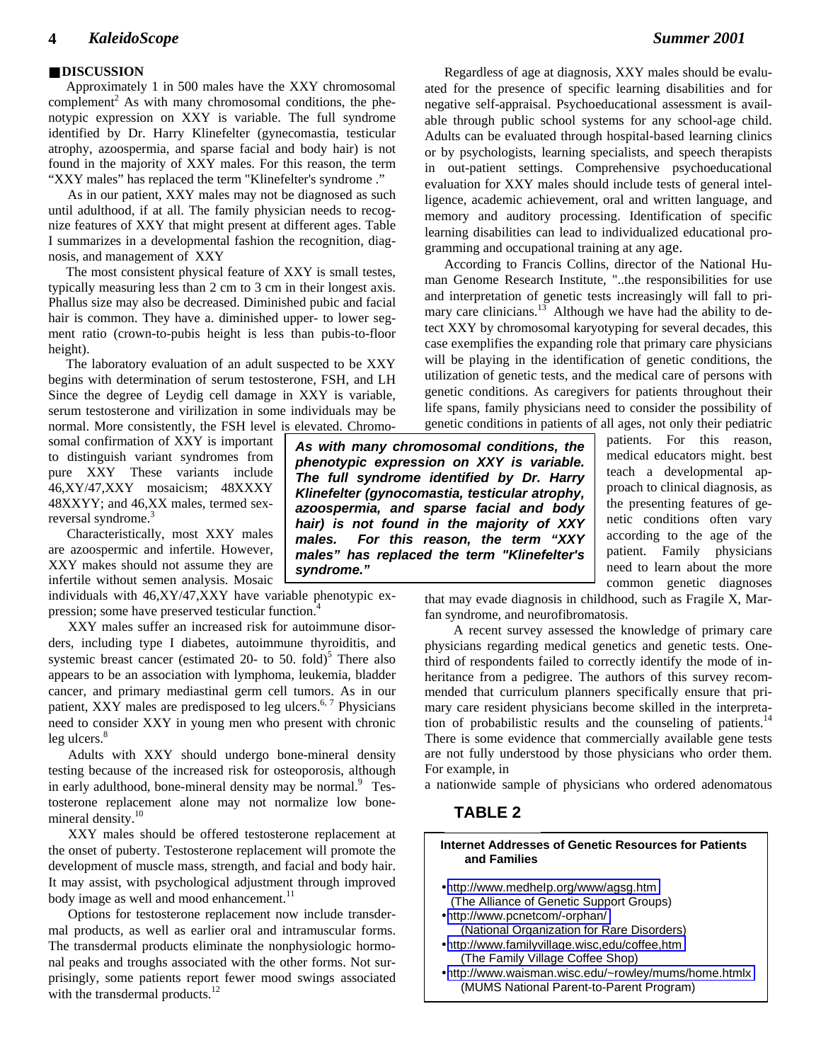## ■ DISCUSSION

Approximately 1 in 500 males have the XXY chromosomal complement[2] As with many chromosomal conditions, the phenotypic expression on XXY is variable. The full syndrome identified by Dr. Harry Klinefelter (gynecomastia, testicular atrophy, azoospermia, and sparse facial and body hair) is not found in the majority of XXY males. For this reason, the term "XXY males" has replaced the term "Klinefelter's syndrome ."

As in our patient, XXY males may not be diagnosed as such until adulthood, if at all. The family physician needs to recognize features of XXY that might present at different ages. Table I summarizes in a developmental fashion the recognition, diagnosis, and management of XXY

The most consistent physical feature of XXY is small testes, typically measuring less than 2 cm to 3 cm in their longest axis. Phallus size may also be decreased. Diminished pubic and facial hair is common. They have a. diminished upper- to lower segment ratio (crown-to-pubis height is less than pubis-to-floor height).

The laboratory evaluation of an adult suspected to be XXY begins with determination of serum testosterone, FSH, and LH Since the degree of Leydig cell damage in XXY is variable, serum testosterone and virilization in some individuals may be normal. More consistently, the FSH level is elevated. Chromosomal confirmation of XXY is important to distinguish variant syndromes from pure XXY These variants include 46,XY/47,XXY mosaicism; 48XXXY 48XXYY; and 46,XX males, termed sex-reversal syndrome.[3]

Characteristically, most XXY males are azoospermic and infertile. However, XXY makes should not assume they are infertile without semen analysis. Mosaic individuals with 46,XY/47,XXY have variable phenotypic expression; some have preserved testicular function.[4]

XXY males suffer an increased risk for autoimmune disorders, including type I diabetes, autoimmune thyroiditis, and systemic breast cancer (estimated 20- to 50. fold)[5] There also appears to be an association with lymphoma, leukemia, bladder cancer, and primary mediastinal germ cell tumors. As in our patient, XXY males are predisposed to leg ulcers.[6, 7] Physicians need to consider XXY in young men who present with chronic leg ulcers.[8]

Adults with XXY should undergo bone-mineral density testing because of the increased risk for osteoporosis, although in early adulthood, bone-mineral density may be normal.[9] Testosterone replacement alone may not normalize low bone-mineral density.[10]

XXY males should be offered testosterone replacement at the onset of puberty. Testosterone replacement will promote the development of muscle mass, strength, and facial and body hair. It may assist, with psychological adjustment through improved body image as well and mood enhancement.[11]

Options for testosterone replacement now include transdermal products, as well as earlier oral and intramuscular forms. The transdermal products eliminate the nonphysiologic hormonal peaks and troughs associated with the other forms. Not surprisingly, some patients report fewer mood swings associated with the transdermal products.[12]

Regardless of age at diagnosis, XXY males should be evaluated for the presence of specific learning disabilities and for negative self-appraisal. Psychoeducational assessment is available through public school systems for any school-age child. Adults can be evaluated through hospital-based learning clinics or by psychologists, learning specialists, and speech therapists in out-patient settings. Comprehensive psychoeducational evaluation for XXY males should include tests of general intelligence, academic achievement, oral and written language, and memory and auditory processing. Identification of specific learning disabilities can lead to individualized educational programming and occupational training at any age.

According to Francis Collins, director of the National Human Genome Research Institute, "..the responsibilities for use and interpretation of genetic tests increasingly will fall to primary care clinicians.[13] Although we have had the ability to detect XXY by chromosomal karyotyping for several decades, this case exemplifies the expanding role that primary care physicians will be playing in the identification of genetic conditions, the utilization of genetic tests, and the medical care of persons with genetic conditions. As caregivers for patients throughout their life spans, family physicians need to consider the possibility of genetic conditions in patients of all ages, not only their pediatric patients. For this reason, medical educators might. best teach a developmental approach to clinical diagnosis, as the presenting features of genetic conditions often vary according to the age of the patient. Family physicians need to learn about the more common genetic diagnoses that may evade diagnosis in childhood, such as Fragile X, Marfan syndrome, and neurofibromatosis.

> ***As with many chromosomal conditions, the phenotypic expression on XXY is variable. The full syndrome identified by Dr. Harry Klinefelter (gynocomastia, testicular atrophy, azoospermia, and sparse facial and body hair) is not found in the majority of XXY males. For this reason, the term "XXY males" has replaced the term "Klinefelter's syndrome."***

A recent survey assessed the knowledge of primary care physicians regarding medical genetics and genetic tests. One-third of respondents failed to correctly identify the mode of inheritance from a pedigree. The authors of this survey recommended that curriculum planners specifically ensure that primary care resident physicians become skilled in the interpretation of probabilistic results and the counseling of patients.[14] There is some evidence that commercially available gene tests are not fully understood by those physicians who order them. For example, in

a nationwide sample of physicians who ordered adenomatous

## TABLE 2

**Internet Addresses of Genetic Resources for Patients and Families**

- http://www.medhelp.org/www/agsg.htm (The Alliance of Genetic Support Groups)
- http://www.pcnetcom/-orphan/ (National Organization for Rare Disorders)
- http://www.familyvillage.wisc,edu/coffee,htm (The Family Village Coffee Shop)
- http://www.waisman.wisc.edu/~rowley/mums/home.htmlx (MUMS National Parent-to-Parent Program)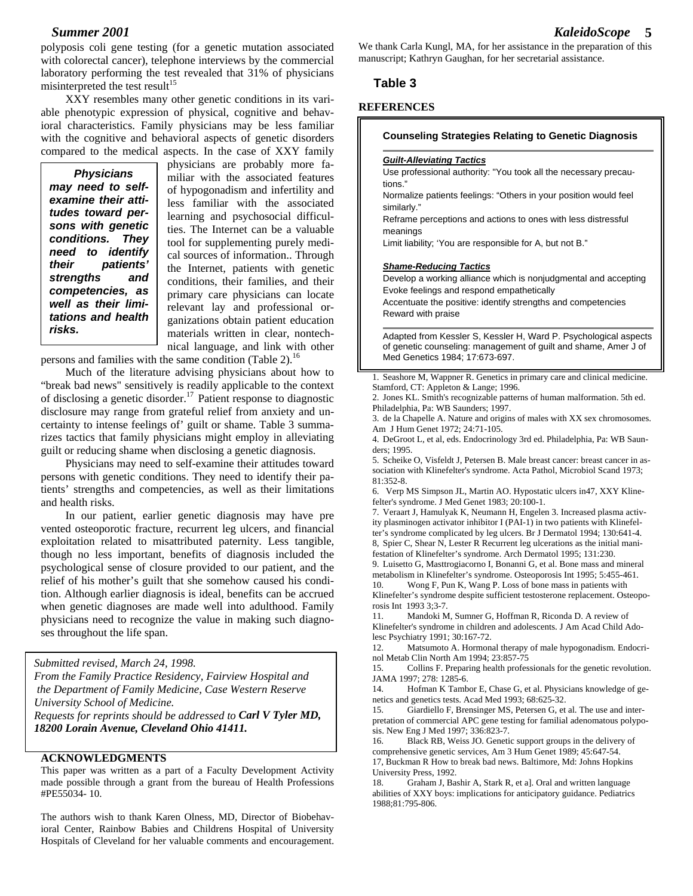polyposis coli gene testing (for a genetic mutation associated with colorectal cancer), telephone interviews by the commercial laboratory performing the test revealed that 31% of physicians misinterpreted the test result[15]

XXY resembles many other genetic conditions in its variable phenotypic expression of physical, cognitive and behavioral characteristics. Family physicians may be less familiar with the cognitive and behavioral aspects of genetic disorders compared to the medical aspects. In the case of XXY family physicians are probably more familiar with the associated features of hypogonadism and infertility and less familiar with the associated learning and psychosocial difficulties. The Internet can be a valuable tool for supplementing purely medical sources of information.. Through the Internet, patients with genetic conditions, their families, and their primary care physicians can locate relevant lay and professional organizations obtain patient education materials written in clear, nontechnical language, and link with other persons and families with the same condition (Table 2).[16]

> ***Physicians may need to self-examine their attitudes toward persons with genetic conditions. They need to identify their patients' strengths and competencies, as well as their limitations and health risks.***

Much of the literature advising physicians about how to "break bad news" sensitively is readily applicable to the context of disclosing a genetic disorder.[17] Patient response to diagnostic disclosure may range from grateful relief from anxiety and uncertainty to intense feelings of' guilt or shame. Table 3 summarizes tactics that family physicians might employ in alleviating guilt or reducing shame when disclosing a genetic diagnosis.

Physicians may need to self-examine their attitudes toward persons with genetic conditions. They need to identify their patients' strengths and competencies, as well as their limitations and health risks.

In our patient, earlier genetic diagnosis may have pre vented osteoporotic fracture, recurrent leg ulcers, and financial exploitation related to misattributed paternity. Less tangible, though no less important, benefits of diagnosis included the psychological sense of closure provided to our patient, and the relief of his mother's guilt that she somehow caused his condition. Although earlier diagnosis is ideal, benefits can be accrued when genetic diagnoses are made well into adulthood. Family physicians need to recognize the value in making such diagnoses throughout the life span.

*Submitted revised, March 24, 1998.*
*From the Family Practice Residency, Fairview Hospital and the Department of Family Medicine, Case Western Reserve University School of Medicine.*
*Requests for reprints should be addressed to* ***Carl V Tyler MD, 18200 Lorain Avenue, Cleveland Ohio 41411.***

## ACKNOWLEDGMENTS

This paper was written as a part of a Faculty Development Activity made possible through a grant from the bureau of Health Professions #PE55034- 10.

The authors wish to thank Karen Olness, MD, Director of Biobehavioral Center, Rainbow Babies and Childrens Hospital of University Hospitals of Cleveland for her valuable comments and encouragement. We thank Carla Kungl, MA, for her assistance in the preparation of this manuscript; Kathryn Gaughan, for her secretarial assistance.

## Table 3

**Counseling Strategies Relating to Genetic Diagnosis**

***Guilt-Alleviating Tactics***

Use professional authority: "You took all the necessary precautions."
Normalize patients feelings: "Others in your position would feel similarly."
Reframe perceptions and actions to ones with less distressful meanings
Limit liability; 'You are responsible for A, but not B."

***Shame-Reducing Tactics***

Develop a working alliance which is nonjudgmental and accepting
Evoke feelings and respond empathetically
Accentuate the positive: identify strengths and competencies
Reward with praise

Adapted from Kessler S, Kessler H, Ward P. Psychological aspects of genetic counseling: management of guilt and shame, Amer J of Med Genetics 1984; 17:673-697.

## REFERENCES

1. Seashore M, Wappner R. Genetics in primary care and clinical medicine. Stamford, CT: Appleton & Lange; 1996.
2. Jones KL. Smith's recognizable patterns of human malformation. 5th ed. Philadelphia, Pa: WB Saunders; 1997.
3. de la Chapelle A. Nature and origins of males with XX sex chromosomes. Am J Hum Genet 1972; 24:71-105.
4. DeGroot L, et al, eds. Endocrinology 3rd ed. Philadelphia, Pa: WB Saunders; 1995.
5. Scheike O, Visfeldt J, Petersen B. Male breast cancer: breast cancer in association with Klinefelter's syndrome. Acta Pathol, Microbiol Scand 1973; 81:352-8.
6. Verp MS Simpson JL, Martin AO. Hypostatic ulcers in47, XXY Klinefelter's syndrome. J Med Genet 1983; 20:100-1.
7. Veraart J, Hamulyak K, Neumann H, Engelen 3. Increased plasma activity plasminogen activator inhibitor I (PAI-1) in two patients with Klinefelter's syndrome complicated by leg ulcers. Br J Dermatol 1994; 130:641-4.
8, Spier C, Shear N, Lester R Recurrent leg ulcerations as the initial manifestation of Klinefelter's syndrome. Arch Dermatol 1995; 131:230.
9. Luisetto G, Masttrogiacorno I, Bonanni G, et al. Bone mass and mineral metabolism in Klinefelter's syndrome. Osteoporosis Int 1995; 5:455-461.
10. Wong F, Pun K, Wang P. Loss of bone mass in patients with Klinefelter's syndrome despite sufficient testosterone replacement. Osteoporosis Int 1993 3;3-7.
11. Mandoki M, Sumner G, Hoffman R, Riconda D. A review of Klinefelter's syndrome in children and adolescents. J Am Acad Child Adolesc Psychiatry 1991; 30:167-72.
12. Matsumoto A. Hormonal therapy of male hypogonadism. Endocrinol Metab Clin North Am 1994; 23:857-75
15. Collins F. Preparing health professionals for the genetic revolution. JAMA 1997; 278: 1285-6.
14. Hofman K Tambor E, Chase G, et al. Physicians knowledge of genetics and genetics tests. Acad Med 1993; 68:625-32.
15. Giardiello F, Brensinger MS, Petersen G, et al. The use and interpretation of commercial APC gene testing for familial adenomatous polyposis. New Eng J Med 1997; 336:823-7.
16. Black RB, Weiss JO. Genetic support groups in the delivery of comprehensive genetic services, Am 3 Hum Genet 1989; 45:647-54.
17, Buckman R How to break bad news. Baltimore, Md: Johns Hopkins University Press, 1992.
18. Graham J, Bashir A, Stark R, et a]. Oral and written language abilities of XXY boys: implications for anticipatory guidance. Pediatrics 1988;81:795-806.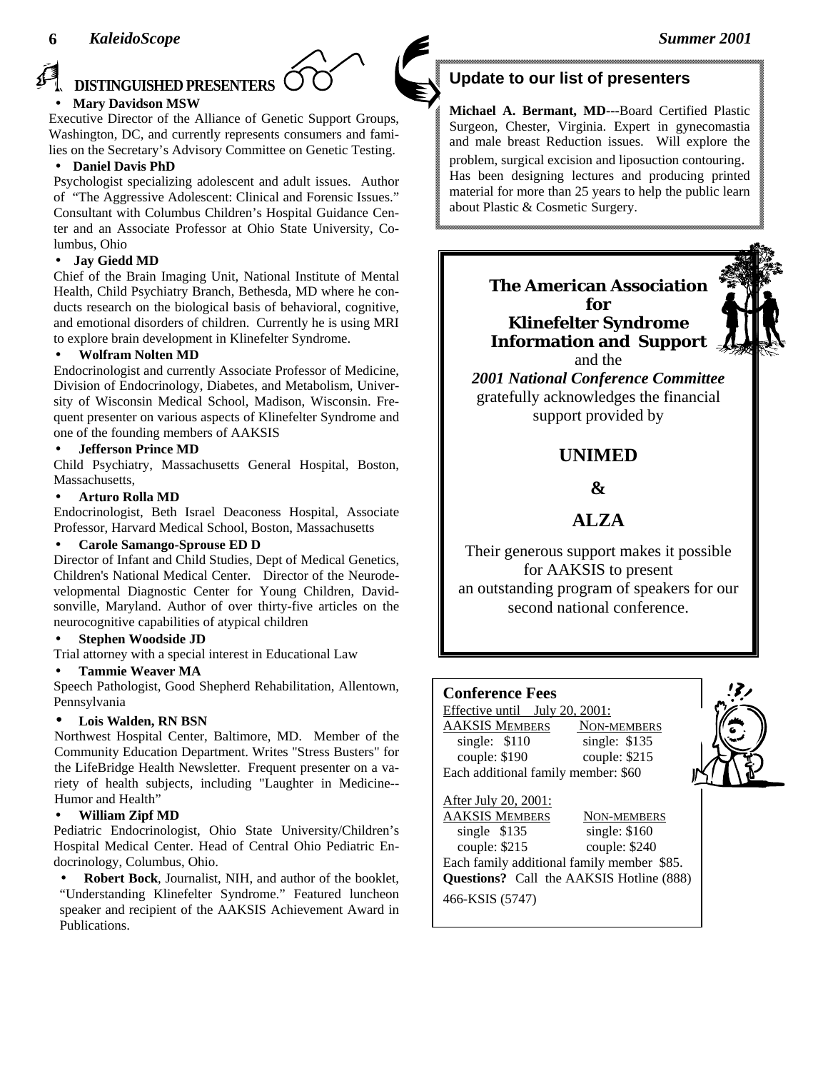## DISTINGUISHED PRESENTERS

- **Mary Davidson MSW**

Executive Director of the Alliance of Genetic Support Groups, Washington, DC, and currently represents consumers and families on the Secretary's Advisory Committee on Genetic Testing.

- **Daniel Davis PhD**

Psychologist specializing adolescent and adult issues. Author of "The Aggressive Adolescent: Clinical and Forensic Issues." Consultant with Columbus Children's Hospital Guidance Center and an Associate Professor at Ohio State University, Columbus, Ohio

- **Jay Giedd MD**

Chief of the Brain Imaging Unit, National Institute of Mental Health, Child Psychiatry Branch, Bethesda, MD where he conducts research on the biological basis of behavioral, cognitive, and emotional disorders of children. Currently he is using MRI to explore brain development in Klinefelter Syndrome.

- **Wolfram Nolten MD**

Endocrinologist and currently Associate Professor of Medicine, Division of Endocrinology, Diabetes, and Metabolism, University of Wisconsin Medical School, Madison, Wisconsin. Frequent presenter on various aspects of Klinefelter Syndrome and one of the founding members of AAKSIS

- **Jefferson Prince MD**

Child Psychiatry, Massachusetts General Hospital, Boston, Massachusetts,

- **Arturo Rolla MD**

Endocrinologist, Beth Israel Deaconess Hospital, Associate Professor, Harvard Medical School, Boston, Massachusetts

- **Carole Samango-Sprouse ED D**

Director of Infant and Child Studies, Dept of Medical Genetics, Children's National Medical Center. Director of the Neurodevelopmental Diagnostic Center for Young Children, Davidsonville, Maryland. Author of over thirty-five articles on the neurocognitive capabilities of atypical children

- **Stephen Woodside JD**

Trial attorney with a special interest in Educational Law

- **Tammie Weaver MA**

Speech Pathologist, Good Shepherd Rehabilitation, Allentown, Pennsylvania

- **Lois Walden, RN BSN**

Northwest Hospital Center, Baltimore, MD. Member of the Community Education Department. Writes "Stress Busters" for the LifeBridge Health Newsletter. Frequent presenter on a variety of health subjects, including "Laughter in Medicine--Humor and Health"

- **William Zipf MD**

Pediatric Endocrinologist, Ohio State University/Children's Hospital Medical Center. Head of Central Ohio Pediatric Endocrinology, Columbus, Ohio.

- **Robert Bock**, Journalist, NIH, and author of the booklet, "Understanding Klinefelter Syndrome." Featured luncheon speaker and recipient of the AAKSIS Achievement Award in Publications.

### Update to our list of presenters

**Michael A. Bermant, MD**---Board Certified Plastic Surgeon, Chester, Virginia. Expert in gynecomastia and male breast Reduction issues. Will explore the problem, surgical excision and liposuction contouring. Has been designing lectures and producing printed material for more than 25 years to help the public learn about Plastic & Cosmetic Surgery.

**The American Association for Klinefelter Syndrome Information and Support**
and the
***2001 National Conference Committee***
gratefully acknowledges the financial support provided by

**UNIMED**

**&**

**ALZA**

Their generous support makes it possible for AAKSIS to present an outstanding program of speakers for our second national conference.

### Conference Fees

Effective until July 20, 2001:

| AAKSIS MEMBERS | NON-MEMBERS |
|---|---|
| single: $110 | single: $135 |
| couple: $190 | couple: $215 |

Each additional family member: $60

After July 20, 2001:

| AAKSIS MEMBERS | NON-MEMBERS |
|---|---|
| single $135 | single: $160 |
| couple: $215 | couple: $240 |

Each family additional family member $85.

**Questions?** Call the AAKSIS Hotline (888) 466-KSIS (5747)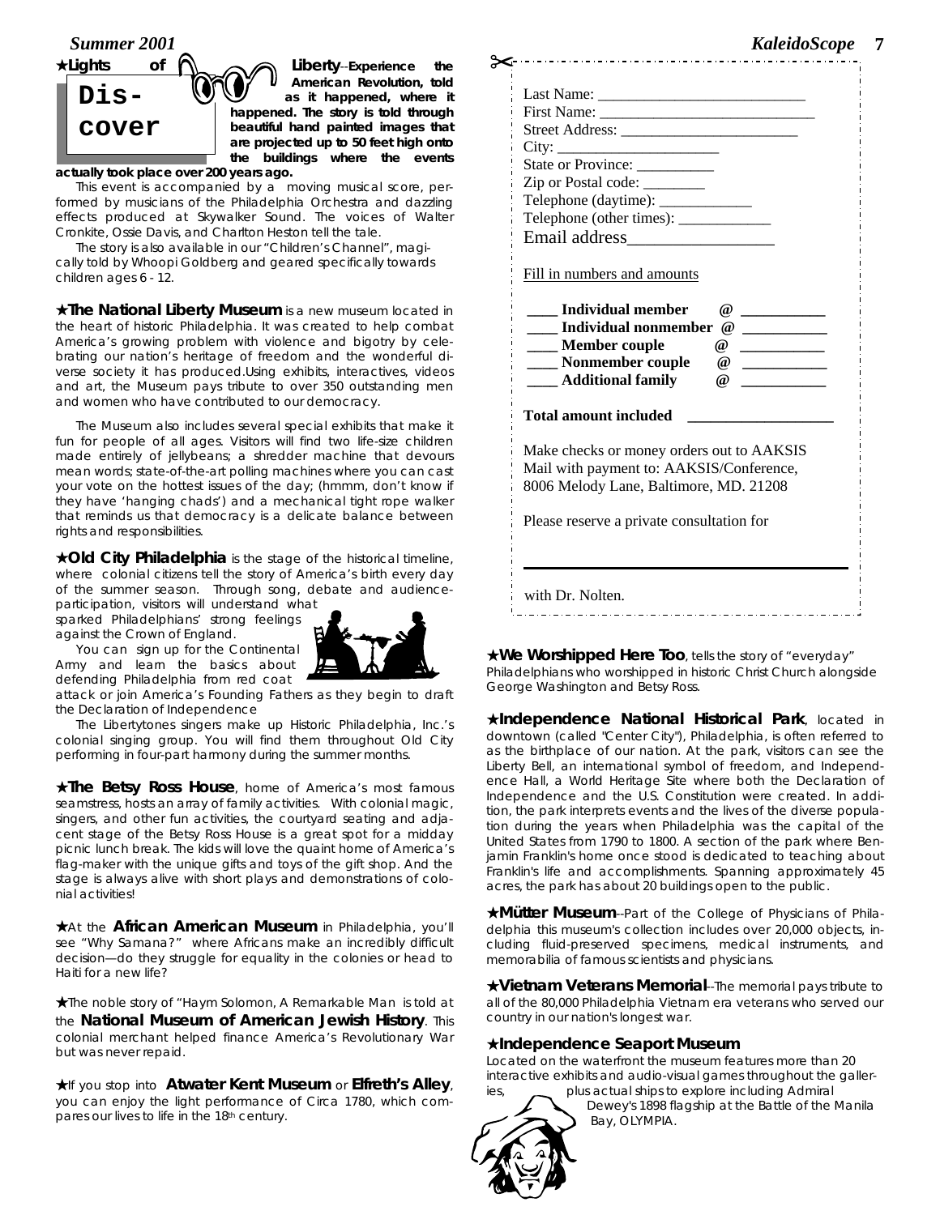★**Lights of Liberty**--**Experience the American Revolution, told as it happened, where it happened. The story is told through beautiful hand painted images that are projected up to 50 feet high onto the buildings where the events actually took place over 200 years ago.**

Dis-cover

This event is accompanied by a moving musical score, performed by musicians of the Philadelphia Orchestra and dazzling effects produced at Skywalker Sound. The voices of Walter Cronkite, Ossie Davis, and Charlton Heston tell the tale.

The story is also available in our "Children's Channel", magically told by Whoopi Goldberg and geared specifically towards children ages 6 - 12.

★**The National Liberty Museum** is a new museum located in the heart of historic Philadelphia. It was created to help combat America's growing problem with violence and bigotry by celebrating our nation's heritage of freedom and the wonderful diverse society it has produced.Using exhibits, interactives, videos and art, the Museum pays tribute to over 350 outstanding men and women who have contributed to our democracy.

The Museum also includes several special exhibits that make it fun for people of all ages. Visitors will find two life-size children made entirely of jellybeans; a shredder machine that devours mean words; state-of-the-art polling machines where you can cast your vote on the hottest issues of the day; (hmmm, don't know if they have 'hanging chads') and a mechanical tight rope walker that reminds us that democracy is a delicate balance between rights and responsibilities.

★**Old City Philadelphia** is the stage of the historical timeline, where colonial citizens tell the story of America's birth every day of the summer season. Through song, debate and audience-participation, visitors will understand what sparked Philadelphians' strong feelings against the Crown of England.

You can sign up for the Continental Army and learn the basics about defending Philadelphia from red coat attack or join America's Founding Fathers as they begin to draft the Declaration of Independence

The Libertytones singers make up Historic Philadelphia, Inc.'s colonial singing group. You will find them throughout Old City performing in four-part harmony during the summer months.

★**The Betsy Ross House**, home of America's most famous seamstress, hosts an array of family activities. With colonial magic, singers, and other fun activities, the courtyard seating and adjacent stage of the Betsy Ross House is a great spot for a midday picnic lunch break. The kids will love the quaint home of America's flag-maker with the unique gifts and toys of the gift shop. And the stage is always alive with short plays and demonstrations of colonial activities!

★At the **African American Museum** in Philadelphia, you'll see "Why Samana?" where Africans make an incredibly difficult decision—do they struggle for equality in the colonies or head to Haiti for a new life?

★The noble story of "Haym Solomon, A Remarkable Man is told at the **National Museum of American Jewish History**. This colonial merchant helped finance America's Revolutionary War but was never repaid.

★If you stop into **Atwater Kent Museum** or **Elfreth's Alley**, you can enjoy the light performance of Circa 1780, which compares our lives to life in the 18th century.

---

Last Name: ___________________________
First Name: ___________________________
Street Address: ________________________
City: ____________________
State or Province: __________
Zip or Postal code: ________
Telephone (daytime): ____________
Telephone (other times): ____________
Email address_________________

Fill in numbers and amounts

**____ Individual member @ ___________**
**____ Individual nonmember @ ___________**
**____ Member couple @ ___________**
**____ Nonmember couple @ ___________**
**____ Additional family @ ___________**

**Total amount included ___________________**

Make checks or money orders out to AAKSIS
Mail with payment to: AAKSIS/Conference,
8006 Melody Lane, Baltimore, MD. 21208

Please reserve a private consultation for

_______________________________________

with Dr. Nolten.

---

★**We Worshipped Here Too**, tells the story of "everyday" Philadelphians who worshipped in historic Christ Church alongside George Washington and Betsy Ross.

★**Independence National Historical Park**, located in downtown (called "Center City"), Philadelphia, is often referred to as the birthplace of our nation. At the park, visitors can see the Liberty Bell, an international symbol of freedom, and Independence Hall, a World Heritage Site where both the Declaration of Independence and the U.S. Constitution were created. In addition, the park interprets events and the lives of the diverse population during the years when Philadelphia was the capital of the United States from 1790 to 1800. A section of the park where Benjamin Franklin's home once stood is dedicated to teaching about Franklin's life and accomplishments. Spanning approximately 45 acres, the park has about 20 buildings open to the public.

★**Mütter Museum**--Part of the College of Physicians of Philadelphia this museum's collection includes over 20,000 objects, including fluid-preserved specimens, medical instruments, and memorabilia of famous scientists and physicians.

★**Vietnam Veterans Memorial**--The memorial pays tribute to all of the 80,000 Philadelphia Vietnam era veterans who served our country in our nation's longest war.

★**Independence Seaport Museum**
Located on the waterfront the museum features more than 20 interactive exhibits and audio-visual games throughout the galleries, plus actual ships to explore including Admiral Dewey's 1898 flagship at the Battle of the Manila Bay, OLYMPIA.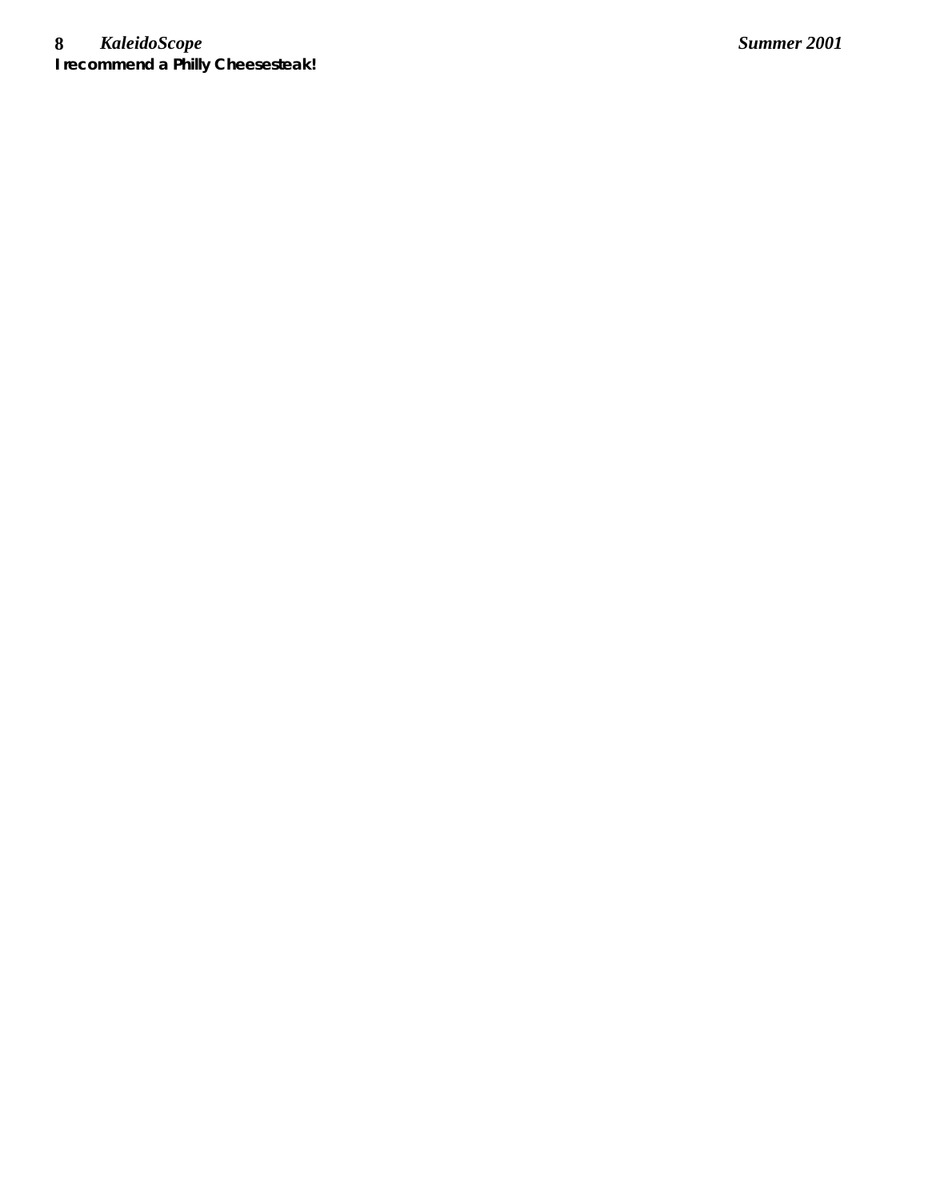**I recommend a Philly Cheesesteak!**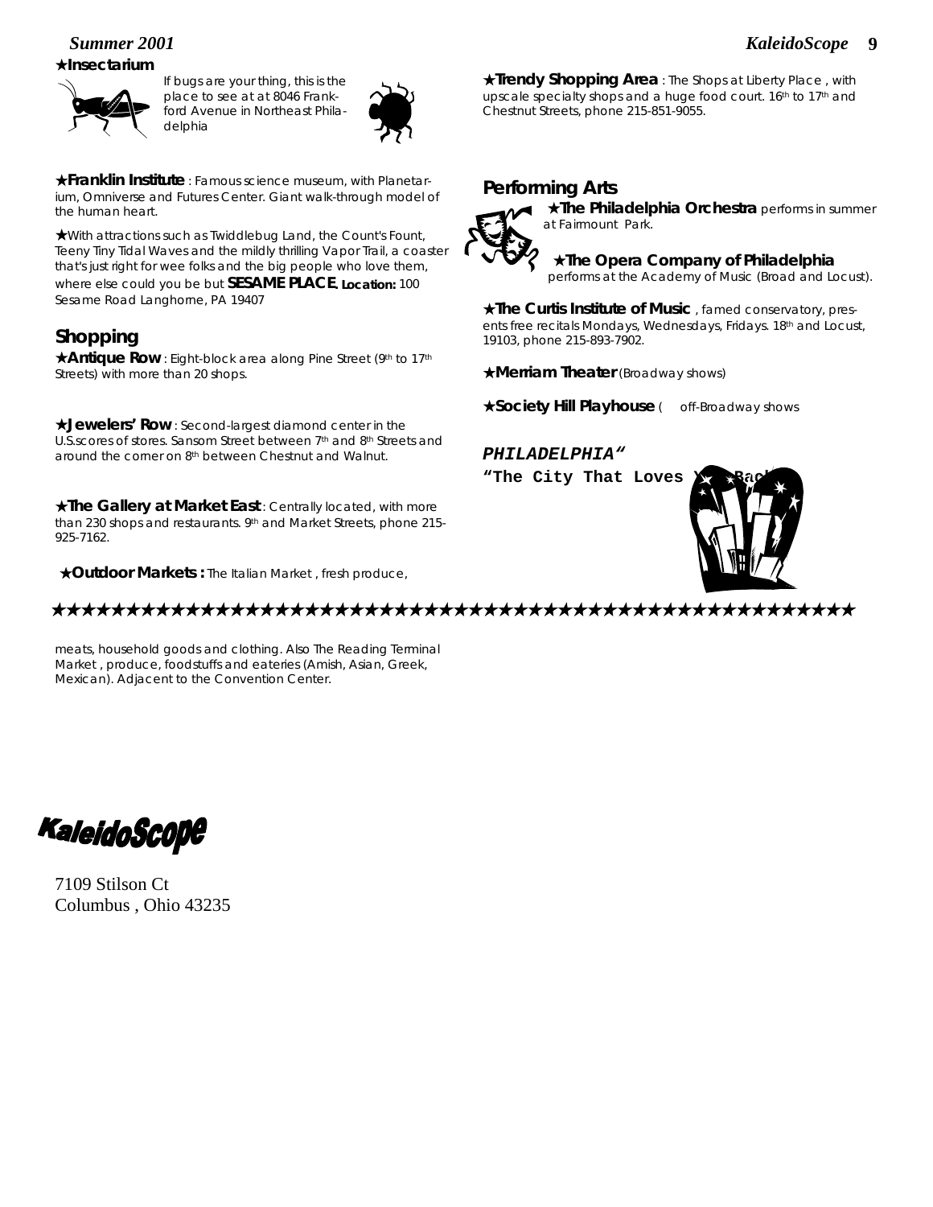★**Insectarium**

If bugs are your thing, this is the place to see at at 8046 Frankford Avenue in Northeast Philadelphia

★**Franklin Institute** : Famous science museum, with Planetarium, Omniverse and Futures Center. Giant walk-through model of the human heart.

★With attractions such as Twiddlebug Land, the Count's Fount, Teeny Tiny Tidal Waves and the mildly thrilling Vapor Trail, a coaster that's just right for wee folks and the big people who love them, where else could you be but **SESAME PLACE**. **Location:** 100 Sesame Road Langhorne, PA 19407

## Shopping

★**Antique Row** : Eight-block area along Pine Street (9th to 17th Streets) with more than 20 shops.

★**Jewelers' Row** : Second-largest diamond center in the U.S.scores of stores. Sansom Street between 7th and 8th Streets and around the corner on 8th between Chestnut and Walnut.

★**The Gallery at Market East** : Centrally located, with more than 230 shops and restaurants. 9th and Market Streets, phone 215-925-7162.

★**Outdoor Markets :** The Italian Market , fresh produce, meats, household goods and clothing. Also The Reading Terminal Market , produce, foodstuffs and eateries (Amish, Asian, Greek, Mexican). Adjacent to the Convention Center.

★**Trendy Shopping Area** : The Shops at Liberty Place , with upscale specialty shops and a huge food court. 16th to 17th and Chestnut Streets, phone 215-851-9055.

## Performing Arts

★**The Philadelphia Orchestra** performs in summer at Fairmount Park.

★**The Opera Company of Philadelphia** performs at the Academy of Music (Broad and Locust).

★**The Curtis Institute of Music** , famed conservatory, presents free recitals Mondays, Wednesdays, Fridays. 18th and Locust, 19103, phone 215-893-7902.

★**Merriam Theater** (Broadway shows)

★**Society Hill Playhouse** ( off-Broadway shows

***PHILADELPHIA"***

**"The City That Loves You Back"**

★★★★★★★★★★★★★★★★★★★★★★★★★★★★★★★★★★★★★★★★★★★★★★★★★★★★★★★★★

**KaleidoScope**

7109 Stilson Ct
Columbus , Ohio 43235